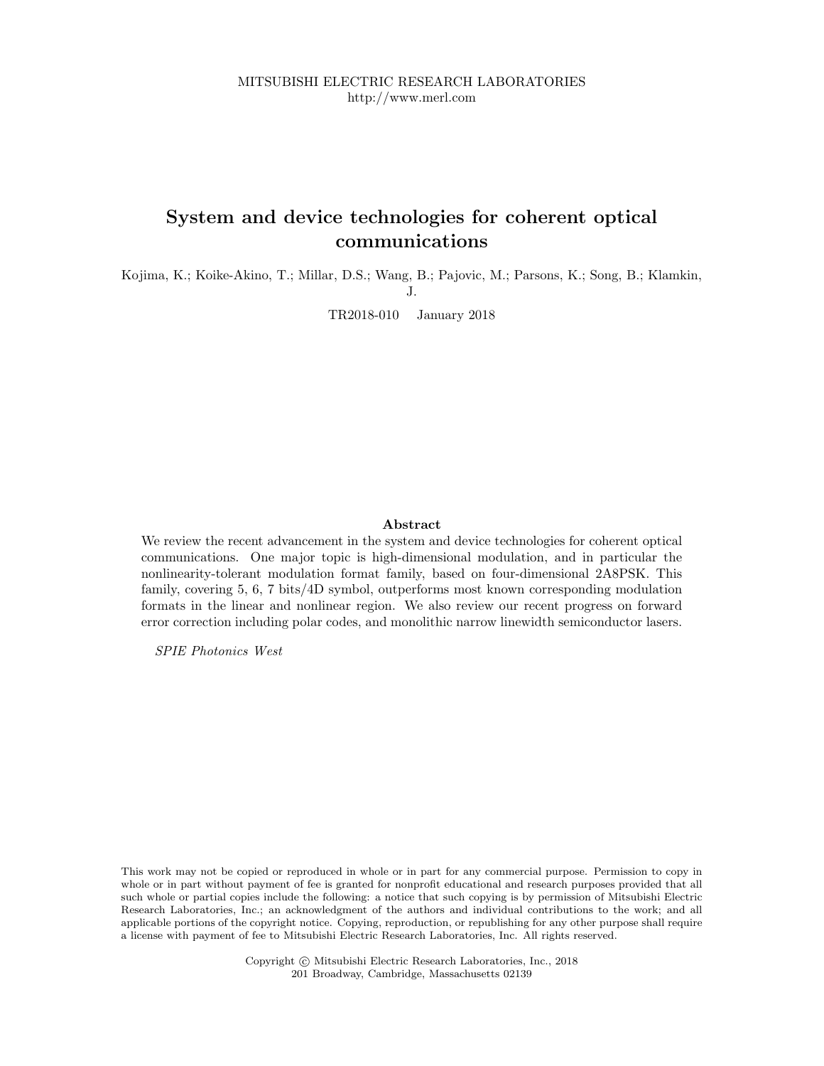MITSUBISHI ELECTRIC RESEARCH LABORATORIES
http://www.merl.com

# System and device technologies for coherent optical communications

Kojima, K.; Koike-Akino, T.; Millar, D.S.; Wang, B.; Pajovic, M.; Parsons, K.; Song, B.; Klamkin, J.

TR2018-010 January 2018

### Abstract

We review the recent advancement in the system and device technologies for coherent optical communications. One major topic is high-dimensional modulation, and in particular the nonlinearity-tolerant modulation format family, based on four-dimensional 2A8PSK. This family, covering 5, 6, 7 bits/4D symbol, outperforms most known corresponding modulation formats in the linear and nonlinear region. We also review our recent progress on forward error correction including polar codes, and monolithic narrow linewidth semiconductor lasers.

*SPIE Photonics West*

This work may not be copied or reproduced in whole or in part for any commercial purpose. Permission to copy in whole or in part without payment of fee is granted for nonprofit educational and research purposes provided that all such whole or partial copies include the following: a notice that such copying is by permission of Mitsubishi Electric Research Laboratories, Inc.; an acknowledgment of the authors and individual contributions to the work; and all applicable portions of the copyright notice. Copying, reproduction, or republishing for any other purpose shall require a license with payment of fee to Mitsubishi Electric Research Laboratories, Inc. All rights reserved.

Copyright © Mitsubishi Electric Research Laboratories, Inc., 2018
201 Broadway, Cambridge, Massachusetts 02139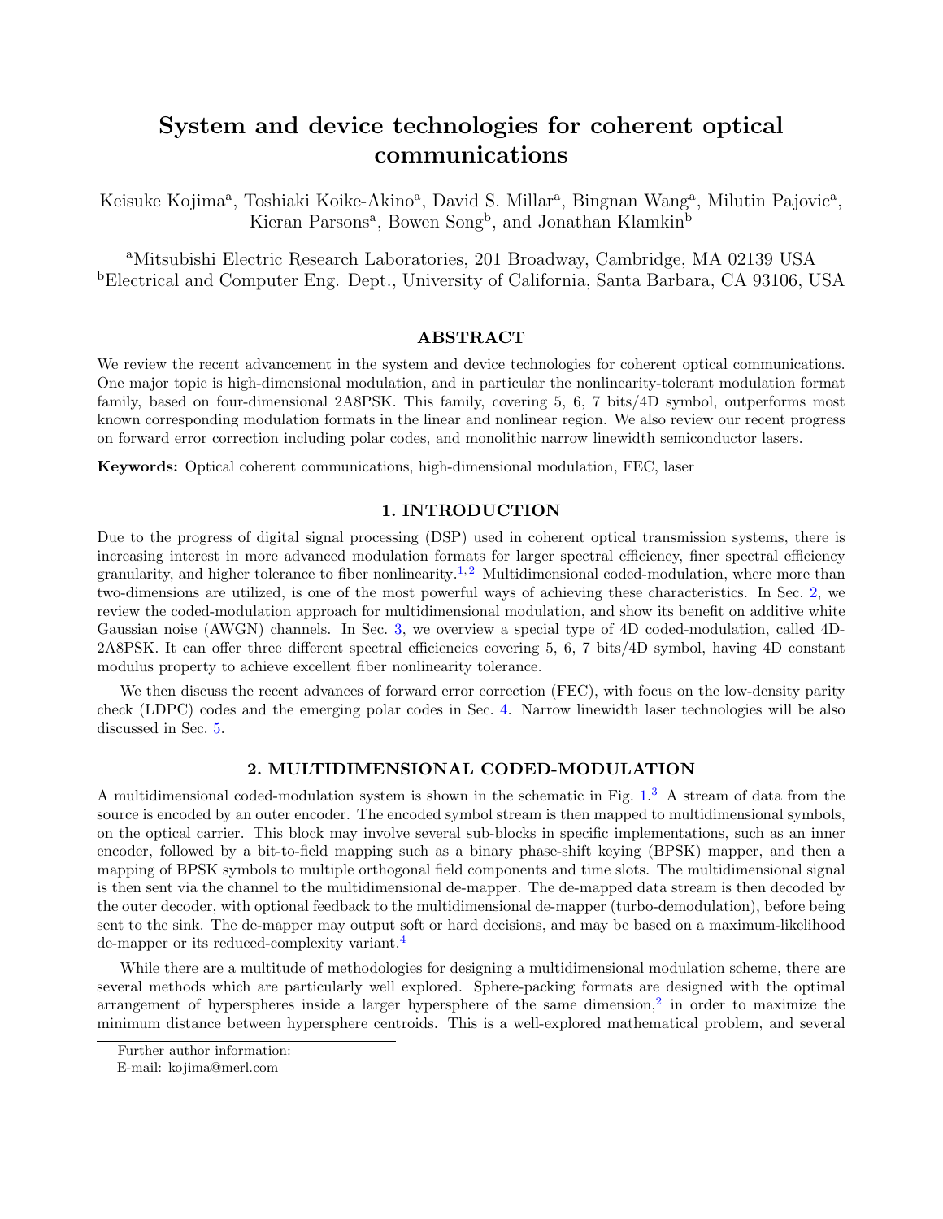# System and device technologies for coherent optical communications

Keisuke Kojima[a], Toshiaki Koike-Akino[a], David S. Millar[a], Bingnan Wang[a], Milutin Pajovic[a], Kieran Parsons[a], Bowen Song[b], and Jonathan Klamkin[b]

[a]Mitsubishi Electric Research Laboratories, 201 Broadway, Cambridge, MA 02139 USA
[b]Electrical and Computer Eng. Dept., University of California, Santa Barbara, CA 93106, USA

## ABSTRACT

We review the recent advancement in the system and device technologies for coherent optical communications. One major topic is high-dimensional modulation, and in particular the nonlinearity-tolerant modulation format family, based on four-dimensional 2A8PSK. This family, covering 5, 6, 7 bits/4D symbol, outperforms most known corresponding modulation formats in the linear and nonlinear region. We also review our recent progress on forward error correction including polar codes, and monolithic narrow linewidth semiconductor lasers.

**Keywords:** Optical coherent communications, high-dimensional modulation, FEC, laser

## 1. INTRODUCTION

Due to the progress of digital signal processing (DSP) used in coherent optical transmission systems, there is increasing interest in more advanced modulation formats for larger spectral efficiency, finer spectral efficiency granularity, and higher tolerance to fiber nonlinearity.[1,2] Multidimensional coded-modulation, where more than two-dimensions are utilized, is one of the most powerful ways of achieving these characteristics. In Sec. 2, we review the coded-modulation approach for multidimensional modulation, and show its benefit on additive white Gaussian noise (AWGN) channels. In Sec. 3, we overview a special type of 4D coded-modulation, called 4D-2A8PSK. It can offer three different spectral efficiencies covering 5, 6, 7 bits/4D symbol, having 4D constant modulus property to achieve excellent fiber nonlinearity tolerance.

We then discuss the recent advances of forward error correction (FEC), with focus on the low-density parity check (LDPC) codes and the emerging polar codes in Sec. 4. Narrow linewidth laser technologies will be also discussed in Sec. 5.

## 2. MULTIDIMENSIONAL CODED-MODULATION

A multidimensional coded-modulation system is shown in the schematic in Fig. 1.[3] A stream of data from the source is encoded by an outer encoder. The encoded symbol stream is then mapped to multidimensional symbols, on the optical carrier. This block may involve several sub-blocks in specific implementations, such as an inner encoder, followed by a bit-to-field mapping such as a binary phase-shift keying (BPSK) mapper, and then a mapping of BPSK symbols to multiple orthogonal field components and time slots. The multidimensional signal is then sent via the channel to the multidimensional de-mapper. The de-mapped data stream is then decoded by the outer decoder, with optional feedback to the multidimensional de-mapper (turbo-demodulation), before being sent to the sink. The de-mapper may output soft or hard decisions, and may be based on a maximum-likelihood de-mapper or its reduced-complexity variant.[4]

While there are a multitude of methodologies for designing a multidimensional modulation scheme, there are several methods which are particularly well explored. Sphere-packing formats are designed with the optimal arrangement of hyperspheres inside a larger hypersphere of the same dimension,[2] in order to maximize the minimum distance between hypersphere centroids. This is a well-explored mathematical problem, and several

Further author information:
E-mail: kojima@merl.com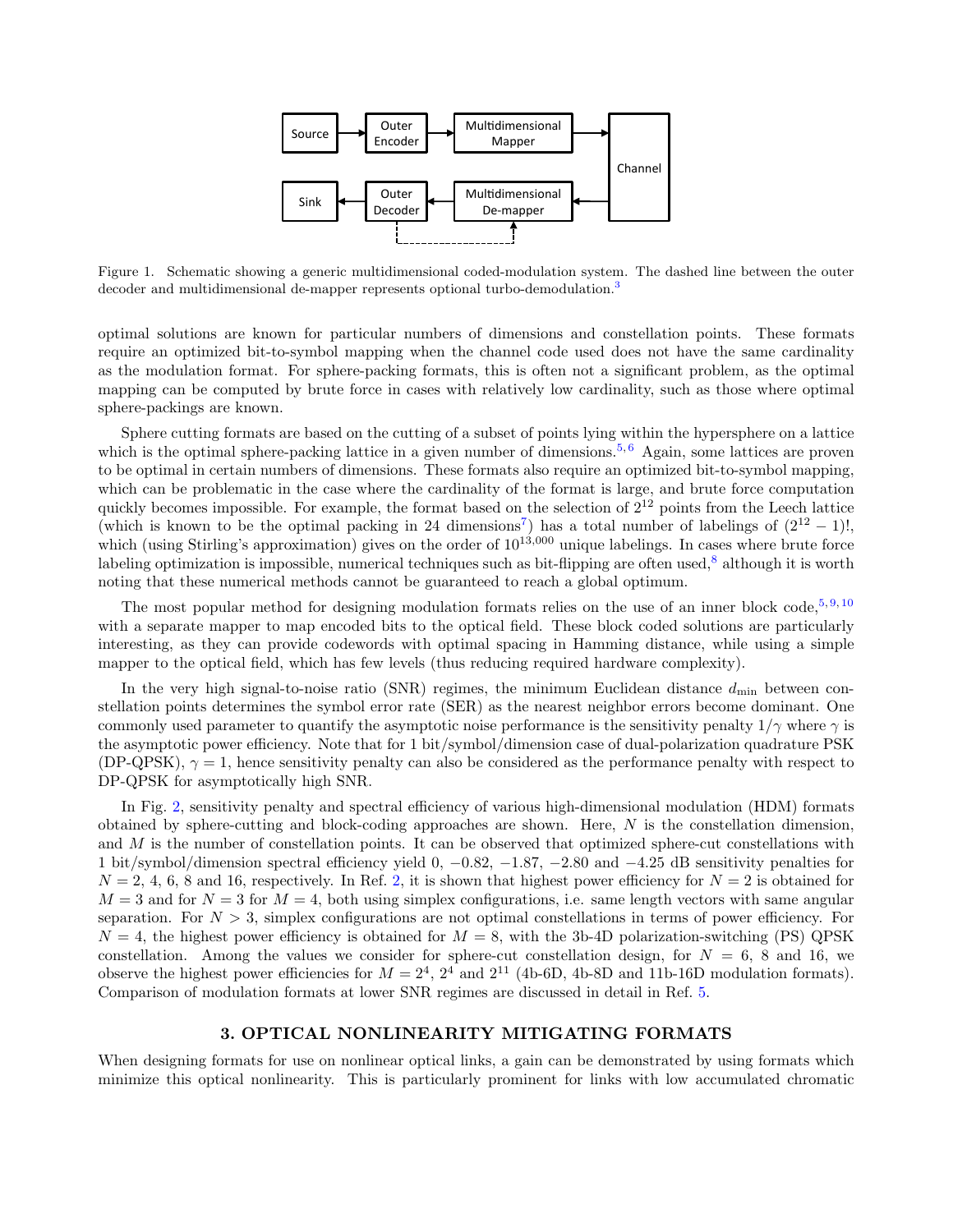Figure 1. Schematic showing a generic multidimensional coded-modulation system. The dashed line between the outer decoder and multidimensional de-mapper represents optional turbo-demodulation.[3]

optimal solutions are known for particular numbers of dimensions and constellation points. These formats require an optimized bit-to-symbol mapping when the channel code used does not have the same cardinality as the modulation format. For sphere-packing formats, this is often not a significant problem, as the optimal mapping can be computed by brute force in cases with relatively low cardinality, such as those where optimal sphere-packings are known.

Sphere cutting formats are based on the cutting of a subset of points lying within the hypersphere on a lattice which is the optimal sphere-packing lattice in a given number of dimensions.[5,6] Again, some lattices are proven to be optimal in certain numbers of dimensions. These formats also require an optimized bit-to-symbol mapping, which can be problematic in the case where the cardinality of the format is large, and brute force computation quickly becomes impossible. For example, the format based on the selection of $2^{12}$ points from the Leech lattice (which is known to be the optimal packing in 24 dimensions[7]) has a total number of labelings of $(2^{12}-1)!$, which (using Stirling's approximation) gives on the order of $10^{13,000}$ unique labelings. In cases where brute force labeling optimization is impossible, numerical techniques such as bit-flipping are often used,[8] although it is worth noting that these numerical methods cannot be guaranteed to reach a global optimum.

The most popular method for designing modulation formats relies on the use of an inner block code,[5,9,10] with a separate mapper to map encoded bits to the optical field. These block coded solutions are particularly interesting, as they can provide codewords with optimal spacing in Hamming distance, while using a simple mapper to the optical field, which has few levels (thus reducing required hardware complexity).

In the very high signal-to-noise ratio (SNR) regimes, the minimum Euclidean distance $d_{\min}$ between constellation points determines the symbol error rate (SER) as the nearest neighbor errors become dominant. One commonly used parameter to quantify the asymptotic noise performance is the sensitivity penalty $1/\gamma$ where $\gamma$ is the asymptotic power efficiency. Note that for 1 bit/symbol/dimension case of dual-polarization quadrature PSK (DP-QPSK), $\gamma = 1$, hence sensitivity penalty can also be considered as the performance penalty with respect to DP-QPSK for asymptotically high SNR.

In Fig. 2, sensitivity penalty and spectral efficiency of various high-dimensional modulation (HDM) formats obtained by sphere-cutting and block-coding approaches are shown. Here, $N$ is the constellation dimension, and $M$ is the number of constellation points. It can be observed that optimized sphere-cut constellations with 1 bit/symbol/dimension spectral efficiency yield 0, $-0.82$, $-1.87$, $-2.80$ and $-4.25$ dB sensitivity penalties for $N = 2$, 4, 6, 8 and 16, respectively. In Ref. 2, it is shown that highest power efficiency for $N = 2$ is obtained for $M = 3$ and for $N = 3$ for $M = 4$, both using simplex configurations, i.e. same length vectors with same angular separation. For $N > 3$, simplex configurations are not optimal constellations in terms of power efficiency. For $N = 4$, the highest power efficiency is obtained for $M = 8$, with the 3b-4D polarization-switching (PS) QPSK constellation. Among the values we consider for sphere-cut constellation design, for $N = 6$, 8 and 16, we observe the highest power efficiencies for $M = 2^4$, $2^4$ and $2^{11}$ (4b-6D, 4b-8D and 11b-16D modulation formats). Comparison of modulation formats at lower SNR regimes are discussed in detail in Ref. 5.

## 3. OPTICAL NONLINEARITY MITIGATING FORMATS

When designing formats for use on nonlinear optical links, a gain can be demonstrated by using formats which minimize this optical nonlinearity. This is particularly prominent for links with low accumulated chromatic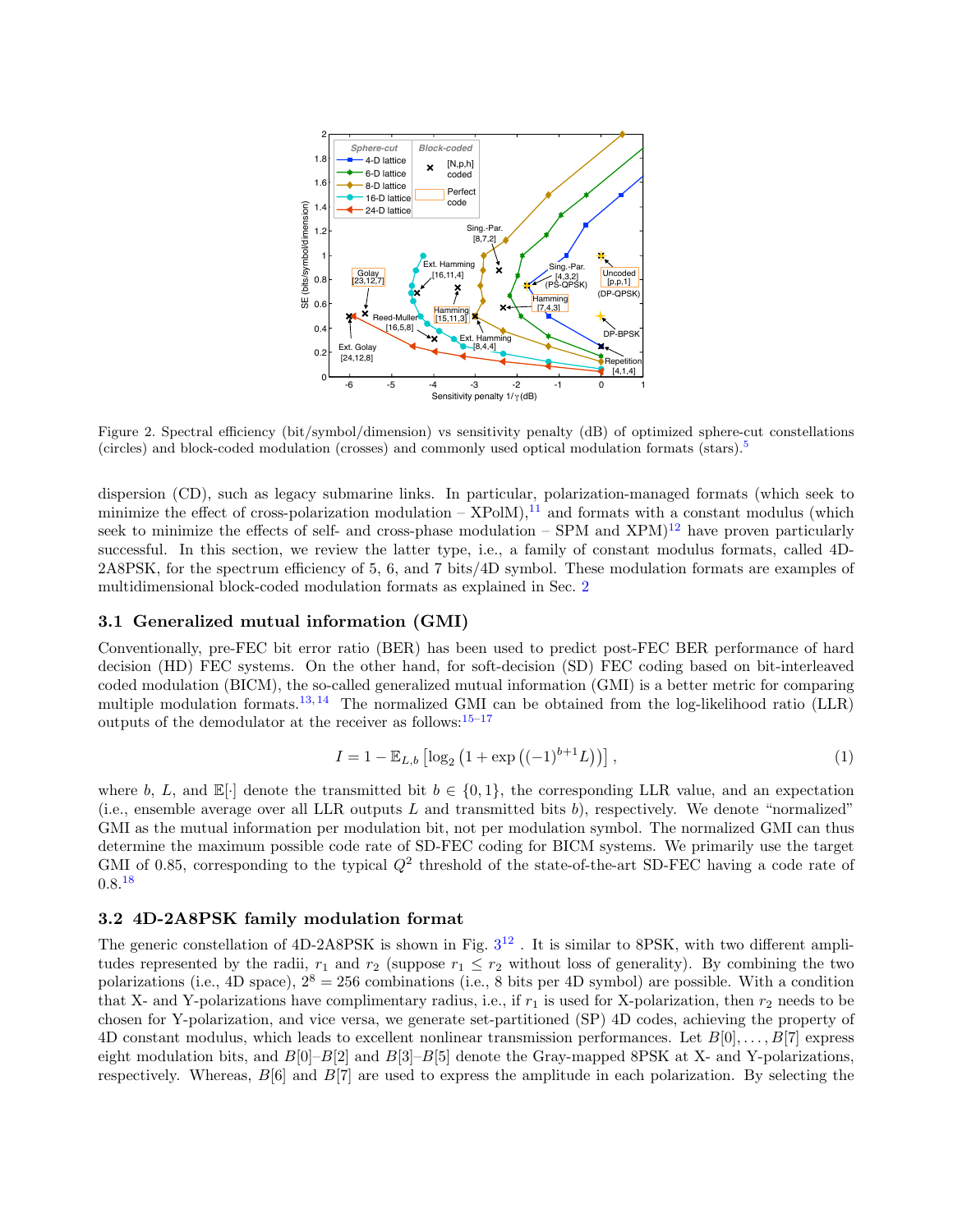Figure 2. Spectral efficiency (bit/symbol/dimension) vs sensitivity penalty (dB) of optimized sphere-cut constellations (circles) and block-coded modulation (crosses) and commonly used optical modulation formats (stars).[5]

dispersion (CD), such as legacy submarine links. In particular, polarization-managed formats (which seek to minimize the effect of cross-polarization modulation – XPolM),[11] and formats with a constant modulus (which seek to minimize the effects of self- and cross-phase modulation – SPM and XPM)[12] have proven particularly successful. In this section, we review the latter type, i.e., a family of constant modulus formats, called 4D-2A8PSK, for the spectrum efficiency of 5, 6, and 7 bits/4D symbol. These modulation formats are examples of multidimensional block-coded modulation formats as explained in Sec. 2

### 3.1 Generalized mutual information (GMI)

Conventionally, pre-FEC bit error ratio (BER) has been used to predict post-FEC BER performance of hard decision (HD) FEC systems. On the other hand, for soft-decision (SD) FEC coding based on bit-interleaved coded modulation (BICM), the so-called generalized mutual information (GMI) is a better metric for comparing multiple modulation formats.[13,14] The normalized GMI can be obtained from the log-likelihood ratio (LLR) outputs of the demodulator at the receiver as follows:[15–17]

$$I = 1 - \mathbb{E}_{L,b}\left[\log_2\left(1 + \exp\left((-1)^{b+1}L\right)\right)\right], \tag{1}$$

where $b$, $L$, and $\mathbb{E}[\cdot]$ denote the transmitted bit $b \in \{0, 1\}$, the corresponding LLR value, and an expectation (i.e., ensemble average over all LLR outputs $L$ and transmitted bits $b$), respectively. We denote "normalized" GMI as the mutual information per modulation bit, not per modulation symbol. The normalized GMI can thus determine the maximum possible code rate of SD-FEC coding for BICM systems. We primarily use the target GMI of 0.85, corresponding to the typical $Q^2$ threshold of the state-of-the-art SD-FEC having a code rate of 0.8.[18]

### 3.2 4D-2A8PSK family modulation format

The generic constellation of 4D-2A8PSK is shown in Fig. 3[12] . It is similar to 8PSK, with two different amplitudes represented by the radii, $r_1$ and $r_2$ (suppose $r_1 \leq r_2$ without loss of generality). By combining the two polarizations (i.e., 4D space), $2^8 = 256$ combinations (i.e., 8 bits per 4D symbol) are possible. With a condition that X- and Y-polarizations have complimentary radius, i.e., if $r_1$ is used for X-polarization, then $r_2$ needs to be chosen for Y-polarization, and vice versa, we generate set-partitioned (SP) 4D codes, achieving the property of 4D constant modulus, which leads to excellent nonlinear transmission performances. Let $B[0], \ldots, B[7]$ express eight modulation bits, and $B[0]$–$B[2]$ and $B[3]$–$B[5]$ denote the Gray-mapped 8PSK at X- and Y-polarizations, respectively. Whereas, $B[6]$ and $B[7]$ are used to express the amplitude in each polarization. By selecting the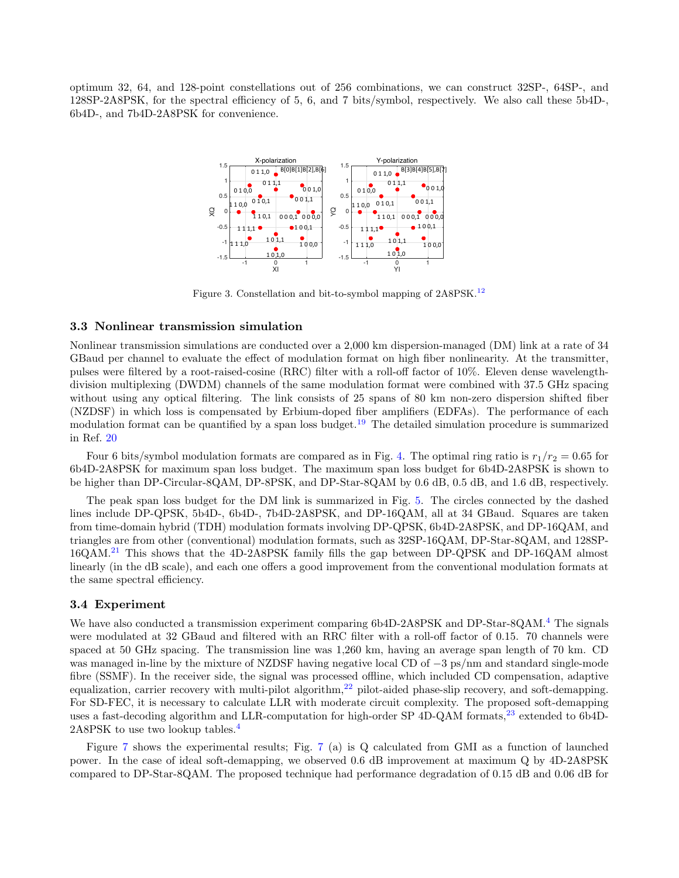optimum 32, 64, and 128-point constellations out of 256 combinations, we can construct 32SP-, 64SP-, and 128SP-2A8PSK, for the spectral efficiency of 5, 6, and 7 bits/symbol, respectively. We also call these 5b4D-, 6b4D-, and 7b4D-2A8PSK for convenience.

Figure 3. Constellation and bit-to-symbol mapping of 2A8PSK.[12]

### 3.3 Nonlinear transmission simulation

Nonlinear transmission simulations are conducted over a 2,000 km dispersion-managed (DM) link at a rate of 34 GBaud per channel to evaluate the effect of modulation format on high fiber nonlinearity. At the transmitter, pulses were filtered by a root-raised-cosine (RRC) filter with a roll-off factor of 10%. Eleven dense wavelength-division multiplexing (DWDM) channels of the same modulation format were combined with 37.5 GHz spacing without using any optical filtering. The link consists of 25 spans of 80 km non-zero dispersion shifted fiber (NZDSF) in which loss is compensated by Erbium-doped fiber amplifiers (EDFAs). The performance of each modulation format can be quantified by a span loss budget.[19] The detailed simulation procedure is summarized in Ref. 20

Four 6 bits/symbol modulation formats are compared as in Fig. 4. The optimal ring ratio is $r_1/r_2 = 0.65$ for 6b4D-2A8PSK for maximum span loss budget. The maximum span loss budget for 6b4D-2A8PSK is shown to be higher than DP-Circular-8QAM, DP-8PSK, and DP-Star-8QAM by 0.6 dB, 0.5 dB, and 1.6 dB, respectively.

The peak span loss budget for the DM link is summarized in Fig. 5. The circles connected by the dashed lines include DP-QPSK, 5b4D-, 6b4D-, 7b4D-2A8PSK, and DP-16QAM, all at 34 GBaud. Squares are taken from time-domain hybrid (TDH) modulation formats involving DP-QPSK, 6b4D-2A8PSK, and DP-16QAM, and triangles are from other (conventional) modulation formats, such as 32SP-16QAM, DP-Star-8QAM, and 128SP-16QAM.[21] This shows that the 4D-2A8PSK family fills the gap between DP-QPSK and DP-16QAM almost linearly (in the dB scale), and each one offers a good improvement from the conventional modulation formats at the same spectral efficiency.

### 3.4 Experiment

We have also conducted a transmission experiment comparing 6b4D-2A8PSK and DP-Star-8QAM.[4] The signals were modulated at 32 GBaud and filtered with an RRC filter with a roll-off factor of 0.15. 70 channels were spaced at 50 GHz spacing. The transmission line was 1,260 km, having an average span length of 70 km. CD was managed in-line by the mixture of NZDSF having negative local CD of −3 ps/nm and standard single-mode fibre (SSMF). In the receiver side, the signal was processed offline, which included CD compensation, adaptive equalization, carrier recovery with multi-pilot algorithm,[22] pilot-aided phase-slip recovery, and soft-demapping. For SD-FEC, it is necessary to calculate LLR with moderate circuit complexity. The proposed soft-demapping uses a fast-decoding algorithm and LLR-computation for high-order SP 4D-QAM formats,[23] extended to 6b4D-2A8PSK to use two lookup tables.[4]

Figure 7 shows the experimental results; Fig. 7 (a) is Q calculated from GMI as a function of launched power. In the case of ideal soft-demapping, we observed 0.6 dB improvement at maximum Q by 4D-2A8PSK compared to DP-Star-8QAM. The proposed technique had performance degradation of 0.15 dB and 0.06 dB for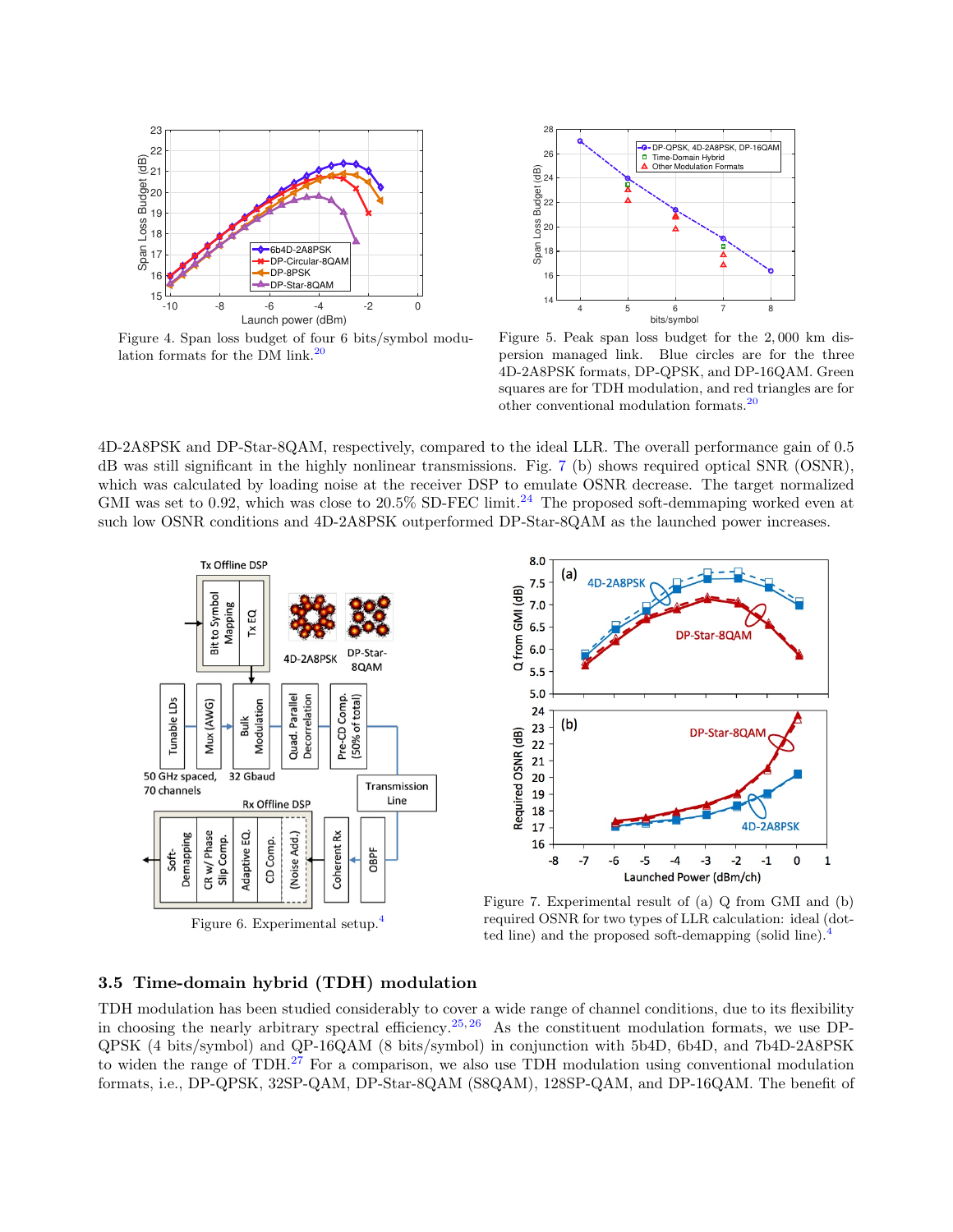Figure 4. Span loss budget of four 6 bits/symbol modulation formats for the DM link.[20]

Figure 5. Peak span loss budget for the 2,000 km dispersion managed link. Blue circles are for the three 4D-2A8PSK formats, DP-QPSK, and DP-16QAM. Green squares are for TDH modulation, and red triangles are for other conventional modulation formats.[20]

4D-2A8PSK and DP-Star-8QAM, respectively, compared to the ideal LLR. The overall performance gain of 0.5 dB was still significant in the highly nonlinear transmissions. Fig. 7 (b) shows required optical SNR (OSNR), which was calculated by loading noise at the receiver DSP to emulate OSNR decrease. The target normalized GMI was set to 0.92, which was close to 20.5% SD-FEC limit.[24] The proposed soft-demmaping worked even at such low OSNR conditions and 4D-2A8PSK outperformed DP-Star-8QAM as the launched power increases.

Figure 6. Experimental setup.[4]

Figure 7. Experimental result of (a) Q from GMI and (b) required OSNR for two types of LLR calculation: ideal (dotted line) and the proposed soft-demapping (solid line).[4]

### 3.5 Time-domain hybrid (TDH) modulation

TDH modulation has been studied considerably to cover a wide range of channel conditions, due to its flexibility in choosing the nearly arbitrary spectral efficiency.[25,26] As the constituent modulation formats, we use DP-QPSK (4 bits/symbol) and QP-16QAM (8 bits/symbol) in conjunction with 5b4D, 6b4D, and 7b4D-2A8PSK to widen the range of TDH.[27] For a comparison, we also use TDH modulation using conventional modulation formats, i.e., DP-QPSK, 32SP-QAM, DP-Star-8QAM (S8QAM), 128SP-QAM, and DP-16QAM. The benefit of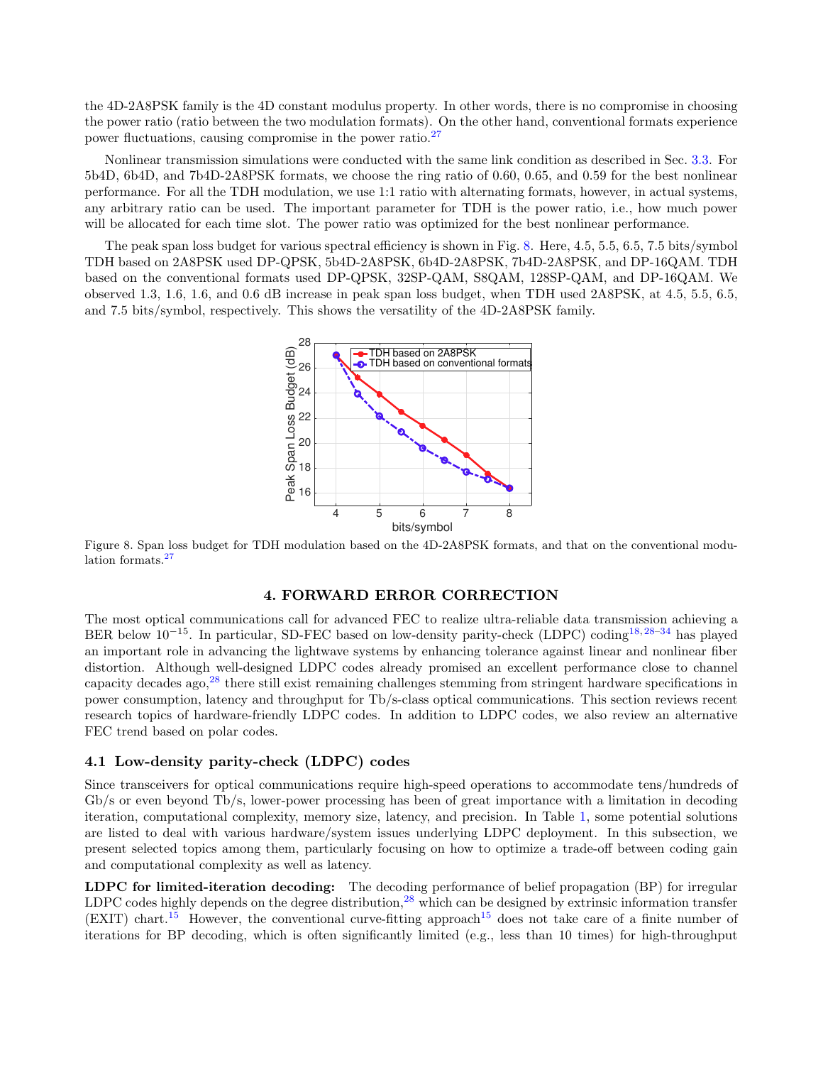the 4D-2A8PSK family is the 4D constant modulus property. In other words, there is no compromise in choosing the power ratio (ratio between the two modulation formats). On the other hand, conventional formats experience power fluctuations, causing compromise in the power ratio.[27]

Nonlinear transmission simulations were conducted with the same link condition as described in Sec. 3.3. For 5b4D, 6b4D, and 7b4D-2A8PSK formats, we choose the ring ratio of 0.60, 0.65, and 0.59 for the best nonlinear performance. For all the TDH modulation, we use 1:1 ratio with alternating formats, however, in actual systems, any arbitrary ratio can be used. The important parameter for TDH is the power ratio, i.e., how much power will be allocated for each time slot. The power ratio was optimized for the best nonlinear performance.

The peak span loss budget for various spectral efficiency is shown in Fig. 8. Here, 4.5, 5.5, 6.5, 7.5 bits/symbol TDH based on 2A8PSK used DP-QPSK, 5b4D-2A8PSK, 6b4D-2A8PSK, 7b4D-2A8PSK, and DP-16QAM. TDH based on the conventional formats used DP-QPSK, 32SP-QAM, S8QAM, 128SP-QAM, and DP-16QAM. We observed 1.3, 1.6, 1.6, and 0.6 dB increase in peak span loss budget, when TDH used 2A8PSK, at 4.5, 5.5, 6.5, and 7.5 bits/symbol, respectively. This shows the versatility of the 4D-2A8PSK family.

Figure 8. Span loss budget for TDH modulation based on the 4D-2A8PSK formats, and that on the conventional modulation formats.[27]

## 4. FORWARD ERROR CORRECTION

The most optical communications call for advanced FEC to realize ultra-reliable data transmission achieving a BER below $10^{-15}$. In particular, SD-FEC based on low-density parity-check (LDPC) coding[18, 28–34] has played an important role in advancing the lightwave systems by enhancing tolerance against linear and nonlinear fiber distortion. Although well-designed LDPC codes already promised an excellent performance close to channel capacity decades ago,[28] there still exist remaining challenges stemming from stringent hardware specifications in power consumption, latency and throughput for Tb/s-class optical communications. This section reviews recent research topics of hardware-friendly LDPC codes. In addition to LDPC codes, we also review an alternative FEC trend based on polar codes.

### 4.1 Low-density parity-check (LDPC) codes

Since transceivers for optical communications require high-speed operations to accommodate tens/hundreds of Gb/s or even beyond Tb/s, lower-power processing has been of great importance with a limitation in decoding iteration, computational complexity, memory size, latency, and precision. In Table 1, some potential solutions are listed to deal with various hardware/system issues underlying LDPC deployment. In this subsection, we present selected topics among them, particularly focusing on how to optimize a trade-off between coding gain and computational complexity as well as latency.

**LDPC for limited-iteration decoding:** The decoding performance of belief propagation (BP) for irregular LDPC codes highly depends on the degree distribution,[28] which can be designed by extrinsic information transfer (EXIT) chart.[15] However, the conventional curve-fitting approach[15] does not take care of a finite number of iterations for BP decoding, which is often significantly limited (e.g., less than 10 times) for high-throughput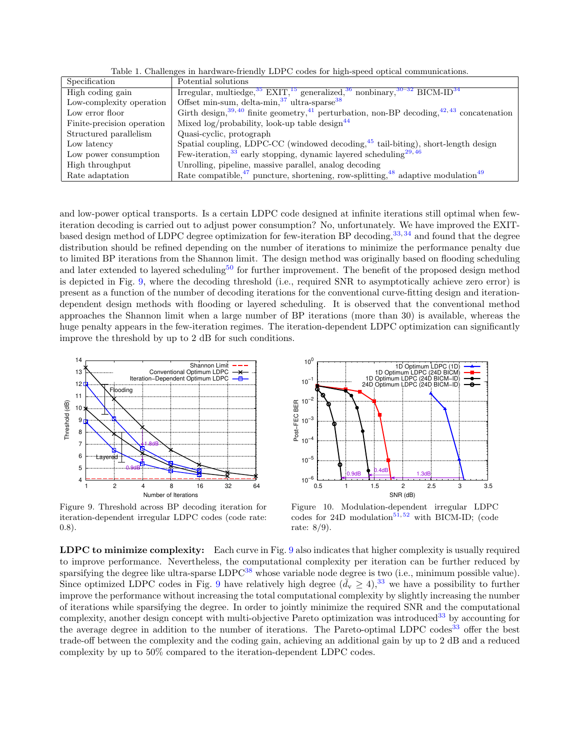Table 1. Challenges in hardware-friendly LDPC codes for high-speed optical communications.

| Specification | Potential solutions |
|---|---|
| High coding gain | Irregular, multiedge,[35] EXIT,[15] generalized,[36] nonbinary,[30–32] BICM-ID[34] |
| Low-complexity operation | Offset min-sum, delta-min,[37] ultra-sparse[38] |
| Low error floor | Girth design,[39,40] finite geometry,[41] perturbation, non-BP decoding,[42,43] concatenation |
| Finite-precision operation | Mixed log/probability, look-up table design[44] |
| Structured parallelism | Quasi-cyclic, protograph |
| Low latency | Spatial coupling, LDPC-CC (windowed decoding,[45] tail-biting), short-length design |
| Low power consumption | Few-iteration,[33] early stopping, dynamic layered scheduling[29,46] |
| High throughput | Unrolling, pipeline, massive parallel, analog decoding |
| Rate adaptation | Rate compatible,[47] puncture, shortening, row-splitting,[48] adaptive modulation[49] |

and low-power optical transports. Is a certain LDPC code designed at infinite iterations still optimal when few-iteration decoding is carried out to adjust power consumption? No, unfortunately. We have improved the EXIT-based design method of LDPC degree optimization for few-iteration BP decoding,[33,34] and found that the degree distribution should be refined depending on the number of iterations to minimize the performance penalty due to limited BP iterations from the Shannon limit. The design method was originally based on flooding scheduling and later extended to layered scheduling[50] for further improvement. The benefit of the proposed design method is depicted in Fig. 9, where the decoding threshold (i.e., required SNR to asymptotically achieve zero error) is present as a function of the number of decoding iterations for the conventional curve-fitting design and iteration-dependent design methods with flooding or layered scheduling. It is observed that the conventional method approaches the Shannon limit when a large number of BP iterations (more than 30) is available, whereas the huge penalty appears in the few-iteration regimes. The iteration-dependent LDPC optimization can significantly improve the threshold by up to 2 dB for such conditions.

Figure 9. Threshold across BP decoding iteration for iteration-dependent irregular LDPC codes (code rate: 0.8).

Figure 10. Modulation-dependent irregular LDPC codes for 24D modulation[51,52] with BICM-ID; (code rate: 8/9).

**LDPC to minimize complexity:** Each curve in Fig. 9 also indicates that higher complexity is usually required to improve performance. Nevertheless, the computational complexity per iteration can be further reduced by sparsifying the degree like ultra-sparse LDPC[38] whose variable node degree is two (i.e., minimum possible value). Since optimized LDPC codes in Fig. 9 have relatively high degree ($\bar{d}_{\mathrm{v}} \geq 4$),[33] we have a possibility to further improve the performance without increasing the total computational complexity by slightly increasing the number of iterations while sparsifying the degree. In order to jointly minimize the required SNR and the computational complexity, another design concept with multi-objective Pareto optimization was introduced[33] by accounting for the average degree in addition to the number of iterations. The Pareto-optimal LDPC codes[33] offer the best trade-off between the complexity and the coding gain, achieving an additional gain by up to 2 dB and a reduced complexity by up to 50% compared to the iteration-dependent LDPC codes.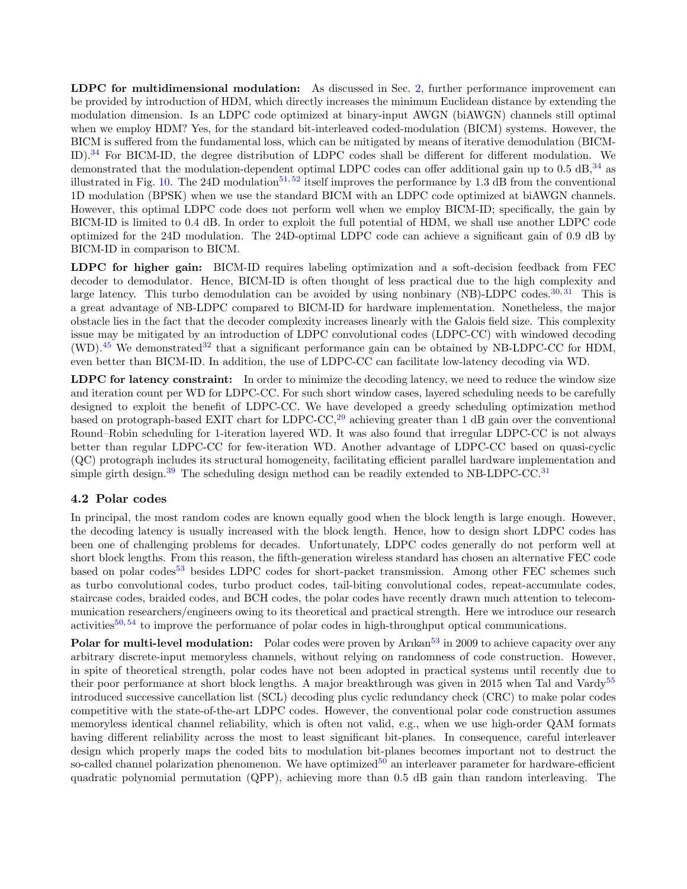**LDPC for multidimensional modulation:** As discussed in Sec. 2, further performance improvement can be provided by introduction of HDM, which directly increases the minimum Euclidean distance by extending the modulation dimension. Is an LDPC code optimized at binary-input AWGN (biAWGN) channels still optimal when we employ HDM? Yes, for the standard bit-interleaved coded-modulation (BICM) systems. However, the BICM is suffered from the fundamental loss, which can be mitigated by means of iterative demodulation (BICM-ID).[34] For BICM-ID, the degree distribution of LDPC codes shall be different for different modulation. We demonstrated that the modulation-dependent optimal LDPC codes can offer additional gain up to 0.5 dB,[34] as illustrated in Fig. 10. The 24D modulation[51, 52] itself improves the performance by 1.3 dB from the conventional 1D modulation (BPSK) when we use the standard BICM with an LDPC code optimized at biAWGN channels. However, this optimal LDPC code does not perform well when we employ BICM-ID; specifically, the gain by BICM-ID is limited to 0.4 dB. In order to exploit the full potential of HDM, we shall use another LDPC code optimized for the 24D modulation. The 24D-optimal LDPC code can achieve a significant gain of 0.9 dB by BICM-ID in comparison to BICM.

**LDPC for higher gain:** BICM-ID requires labeling optimization and a soft-decision feedback from FEC decoder to demodulator. Hence, BICM-ID is often thought of less practical due to the high complexity and large latency. This turbo demodulation can be avoided by using nonbinary (NB)-LDPC codes.[30, 31] This is a great advantage of NB-LDPC compared to BICM-ID for hardware implementation. Nonetheless, the major obstacle lies in the fact that the decoder complexity increases linearly with the Galois field size. This complexity issue may be mitigated by an introduction of LDPC convolutional codes (LDPC-CC) with windowed decoding (WD).[45] We demonstrated[32] that a significant performance gain can be obtained by NB-LDPC-CC for HDM, even better than BICM-ID. In addition, the use of LDPC-CC can facilitate low-latency decoding via WD.

**LDPC for latency constraint:** In order to minimize the decoding latency, we need to reduce the window size and iteration count per WD for LDPC-CC. For such short window cases, layered scheduling needs to be carefully designed to exploit the benefit of LDPC-CC. We have developed a greedy scheduling optimization method based on protograph-based EXIT chart for LDPC-CC,[29] achieving greater than 1 dB gain over the conventional Round–Robin scheduling for 1-iteration layered WD. It was also found that irregular LDPC-CC is not always better than regular LDPC-CC for few-iteration WD. Another advantage of LDPC-CC based on quasi-cyclic (QC) protograph includes its structural homogeneity, facilitating efficient parallel hardware implementation and simple girth design.[39] The scheduling design method can be readily extended to NB-LDPC-CC.[31]

## 4.2 Polar codes

In principal, the most random codes are known equally good when the block length is large enough. However, the decoding latency is usually increased with the block length. Hence, how to design short LDPC codes has been one of challenging problems for decades. Unfortunately, LDPC codes generally do not perform well at short block lengths. From this reason, the fifth-generation wireless standard has chosen an alternative FEC code based on polar codes[53] besides LDPC codes for short-packet transmission. Among other FEC schemes such as turbo convolutional codes, turbo product codes, tail-biting convolutional codes, repeat-accumulate codes, staircase codes, braided codes, and BCH codes, the polar codes have recently drawn much attention to telecommunication researchers/engineers owing to its theoretical and practical strength. Here we introduce our research activities[50, 54] to improve the performance of polar codes in high-throughput optical communications.

**Polar for multi-level modulation:** Polar codes were proven by Arıkan[53] in 2009 to achieve capacity over any arbitrary discrete-input memoryless channels, without relying on randomness of code construction. However, in spite of theoretical strength, polar codes have not been adopted in practical systems until recently due to their poor performance at short block lengths. A major breakthrough was given in 2015 when Tal and Vardy[55] introduced successive cancellation list (SCL) decoding plus cyclic redundancy check (CRC) to make polar codes competitive with the state-of-the-art LDPC codes. However, the conventional polar code construction assumes memoryless identical channel reliability, which is often not valid, e.g., when we use high-order QAM formats having different reliability across the most to least significant bit-planes. In consequence, careful interleaver design which properly maps the coded bits to modulation bit-planes becomes important not to destruct the so-called channel polarization phenomenon. We have optimized[50] an interleaver parameter for hardware-efficient quadratic polynomial permutation (QPP), achieving more than 0.5 dB gain than random interleaving. The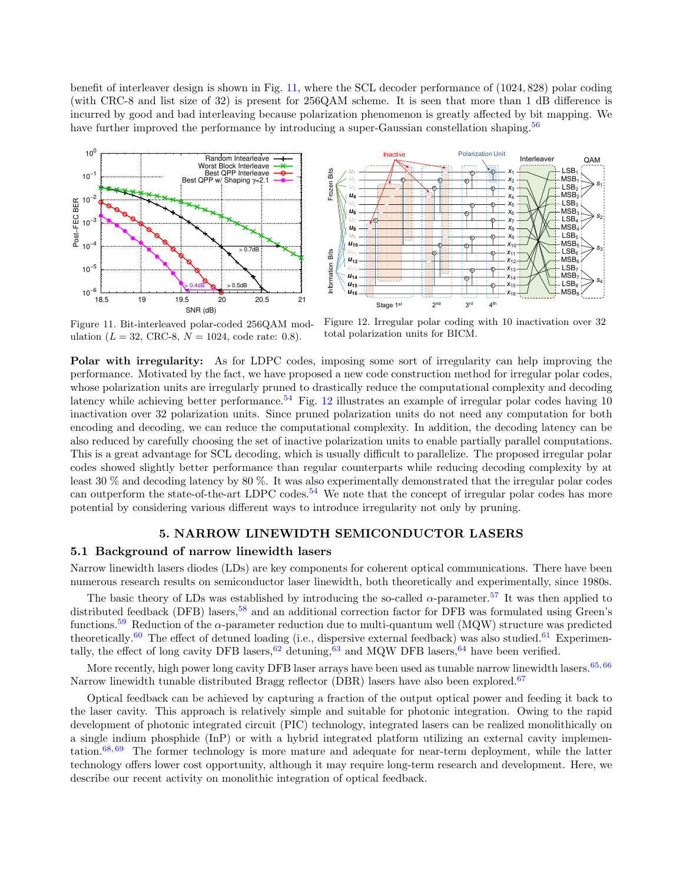benefit of interleaver design is shown in Fig. 11, where the SCL decoder performance of $(1024, 828)$ polar coding (with CRC-8 and list size of 32) is present for 256QAM scheme. It is seen that more than 1 dB difference is incurred by good and bad interleaving because polarization phenomenon is greatly affected by bit mapping. We have further improved the performance by introducing a super-Gaussian constellation shaping.[56]

Figure 11. Bit-interleaved polar-coded 256QAM modulation ($L = 32$, CRC-8, $N = 1024$, code rate: 0.8).

Figure 12. Irregular polar coding with 10 inactivation over 32 total polarization units for BICM.

**Polar with irregularity:** As for LDPC codes, imposing some sort of irregularity can help improving the performance. Motivated by the fact, we have proposed a new code construction method for irregular polar codes, whose polarization units are irregularly pruned to drastically reduce the computational complexity and decoding latency while achieving better performance.[54] Fig. 12 illustrates an example of irregular polar codes having 10 inactivation over 32 polarization units. Since pruned polarization units do not need any computation for both encoding and decoding, we can reduce the computational complexity. In addition, the decoding latency can be also reduced by carefully choosing the set of inactive polarization units to enable partially parallel computations. This is a great advantage for SCL decoding, which is usually difficult to parallelize. The proposed irregular polar codes showed slightly better performance than regular counterparts while reducing decoding complexity by at least 30 % and decoding latency by 80 %. It was also experimentally demonstrated that the irregular polar codes can outperform the state-of-the-art LDPC codes.[54] We note that the concept of irregular polar codes has more potential by considering various different ways to introduce irregularity not only by pruning.

## 5. NARROW LINEWIDTH SEMICONDUCTOR LASERS

### 5.1 Background of narrow linewidth lasers

Narrow linewidth lasers diodes (LDs) are key components for coherent optical communications. There have been numerous research results on semiconductor laser linewidth, both theoretically and experimentally, since 1980s.

The basic theory of LDs was established by introducing the so-called $\alpha$-parameter.[57] It was then applied to distributed feedback (DFB) lasers,[58] and an additional correction factor for DFB was formulated using Green's functions.[59] Reduction of the $\alpha$-parameter reduction due to multi-quantum well (MQW) structure was predicted theoretically.[60] The effect of detuned loading (i.e., dispersive external feedback) was also studied.[61] Experimentally, the effect of long cavity DFB lasers,[62] detuning,[63] and MQW DFB lasers,[64] have been verified.

More recently, high power long cavity DFB laser arrays have been used as tunable narrow linewidth lasers.[65,66] Narrow linewidth tunable distributed Bragg reflector (DBR) lasers have also been explored.[67]

Optical feedback can be achieved by capturing a fraction of the output optical power and feeding it back to the laser cavity. This approach is relatively simple and suitable for photonic integration. Owing to the rapid development of photonic integrated circuit (PIC) technology, integrated lasers can be realized monolithically on a single indium phosphide (InP) or with a hybrid integrated platform utilizing an external cavity implementation.[68,69] The former technology is more mature and adequate for near-term deployment, while the latter technology offers lower cost opportunity, although it may require long-term research and development. Here, we describe our recent activity on monolithic integration of optical feedback.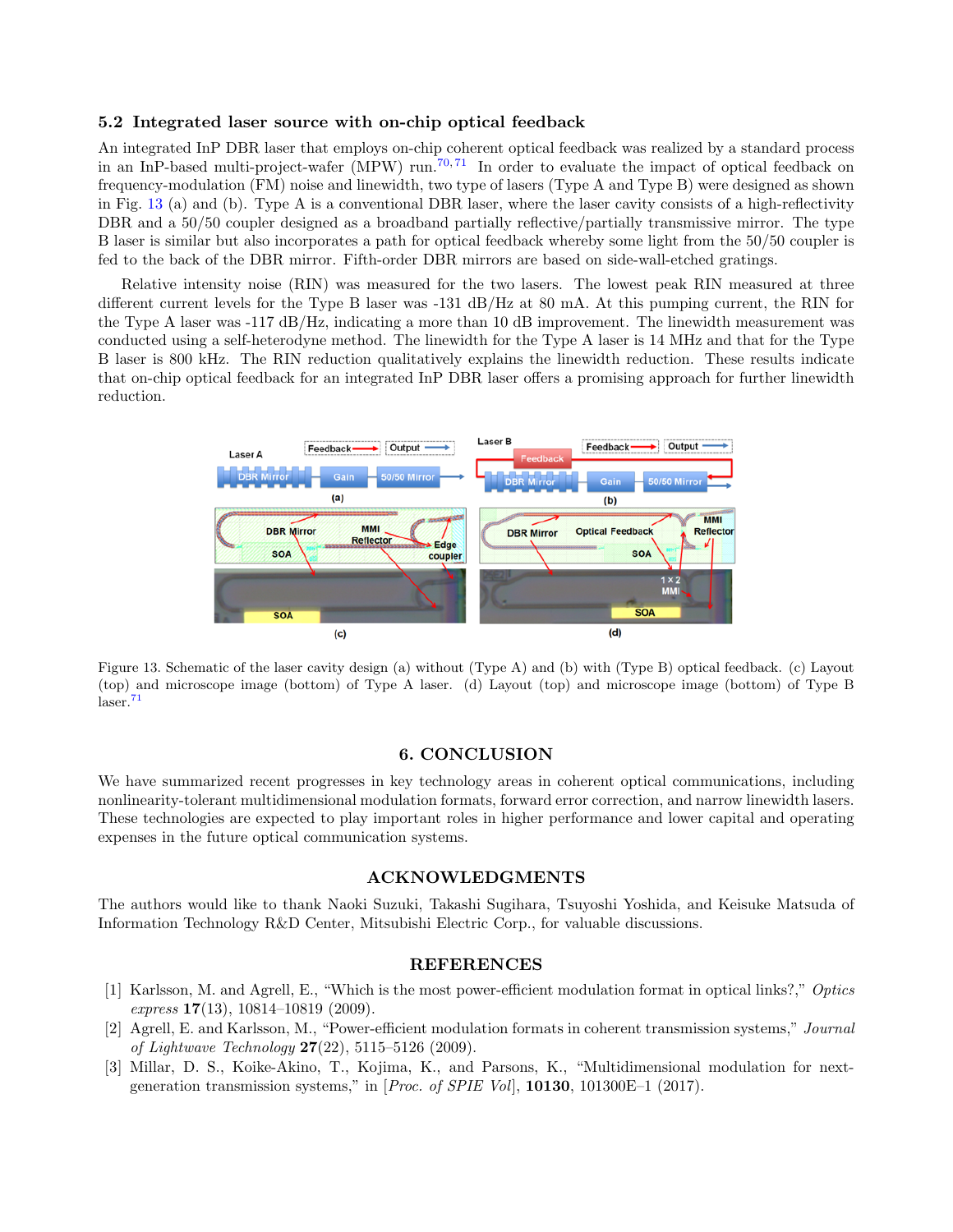### 5.2 Integrated laser source with on-chip optical feedback

An integrated InP DBR laser that employs on-chip coherent optical feedback was realized by a standard process in an InP-based multi-project-wafer (MPW) run.[70,71] In order to evaluate the impact of optical feedback on frequency-modulation (FM) noise and linewidth, two type of lasers (Type A and Type B) were designed as shown in Fig. 13 (a) and (b). Type A is a conventional DBR laser, where the laser cavity consists of a high-reflectivity DBR and a 50/50 coupler designed as a broadband partially reflective/partially transmissive mirror. The type B laser is similar but also incorporates a path for optical feedback whereby some light from the 50/50 coupler is fed to the back of the DBR mirror. Fifth-order DBR mirrors are based on side-wall-etched gratings.

Relative intensity noise (RIN) was measured for the two lasers. The lowest peak RIN measured at three different current levels for the Type B laser was -131 dB/Hz at 80 mA. At this pumping current, the RIN for the Type A laser was -117 dB/Hz, indicating a more than 10 dB improvement. The linewidth measurement was conducted using a self-heterodyne method. The linewidth for the Type A laser is 14 MHz and that for the Type B laser is 800 kHz. The RIN reduction qualitatively explains the linewidth reduction. These results indicate that on-chip optical feedback for an integrated InP DBR laser offers a promising approach for further linewidth reduction.

Figure 13. Schematic of the laser cavity design (a) without (Type A) and (b) with (Type B) optical feedback. (c) Layout (top) and microscope image (bottom) of Type A laser. (d) Layout (top) and microscope image (bottom) of Type B laser.[71]

## 6. CONCLUSION

We have summarized recent progresses in key technology areas in coherent optical communications, including nonlinearity-tolerant multidimensional modulation formats, forward error correction, and narrow linewidth lasers. These technologies are expected to play important roles in higher performance and lower capital and operating expenses in the future optical communication systems.

## ACKNOWLEDGMENTS

The authors would like to thank Naoki Suzuki, Takashi Sugihara, Tsuyoshi Yoshida, and Keisuke Matsuda of Information Technology R&D Center, Mitsubishi Electric Corp., for valuable discussions.

## REFERENCES

[1] Karlsson, M. and Agrell, E., "Which is the most power-efficient modulation format in optical links?," *Optics express* **17**(13), 10814–10819 (2009).

[2] Agrell, E. and Karlsson, M., "Power-efficient modulation formats in coherent transmission systems," *Journal of Lightwave Technology* **27**(22), 5115–5126 (2009).

[3] Millar, D. S., Koike-Akino, T., Kojima, K., and Parsons, K., "Multidimensional modulation for next-generation transmission systems," in [*Proc. of SPIE Vol*], **10130**, 101300E–1 (2017).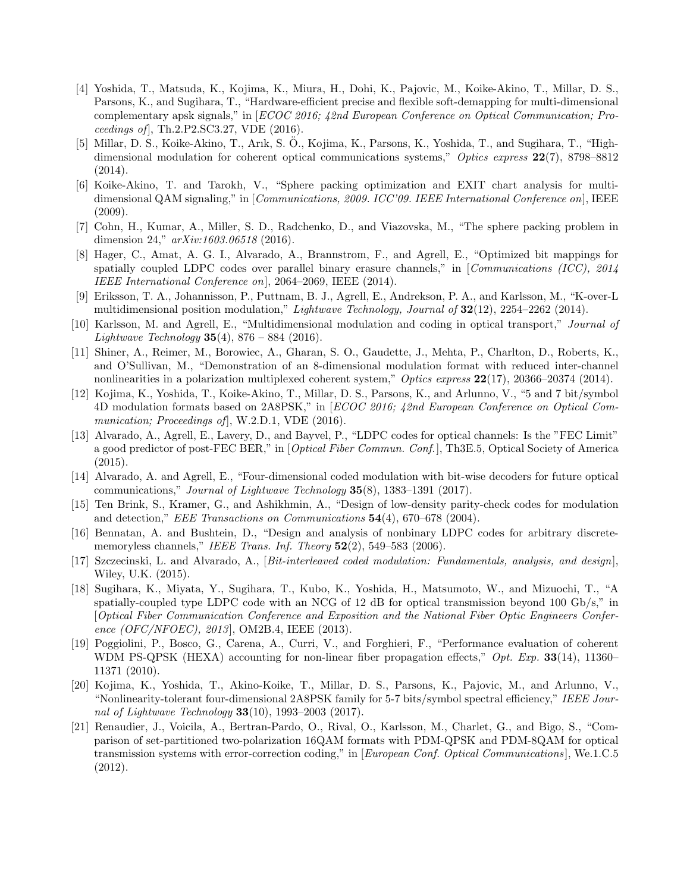[4] Yoshida, T., Matsuda, K., Kojima, K., Miura, H., Dohi, K., Pajovic, M., Koike-Akino, T., Millar, D. S., Parsons, K., and Sugihara, T., "Hardware-efficient precise and flexible soft-demapping for multi-dimensional complementary apsk signals," in [*ECOC 2016; 42nd European Conference on Optical Communication; Proceedings of*], Th.2.P2.SC3.27, VDE (2016).

[5] Millar, D. S., Koike-Akino, T., Arık, S. Ö., Kojima, K., Parsons, K., Yoshida, T., and Sugihara, T., "High-dimensional modulation for coherent optical communications systems," *Optics express* **22**(7), 8798–8812 (2014).

[6] Koike-Akino, T. and Tarokh, V., "Sphere packing optimization and EXIT chart analysis for multi-dimensional QAM signaling," in [*Communications, 2009. ICC'09. IEEE International Conference on*], IEEE (2009).

[7] Cohn, H., Kumar, A., Miller, S. D., Radchenko, D., and Viazovska, M., "The sphere packing problem in dimension 24," *arXiv:1603.06518* (2016).

[8] Hager, C., Amat, A. G. I., Alvarado, A., Brannstrom, F., and Agrell, E., "Optimized bit mappings for spatially coupled LDPC codes over parallel binary erasure channels," in [*Communications (ICC), 2014 IEEE International Conference on*], 2064–2069, IEEE (2014).

[9] Eriksson, T. A., Johannisson, P., Puttnam, B. J., Agrell, E., Andrekson, P. A., and Karlsson, M., "K-over-L multidimensional position modulation," *Lightwave Technology, Journal of* **32**(12), 2254–2262 (2014).

[10] Karlsson, M. and Agrell, E., "Multidimensional modulation and coding in optical transport," *Journal of Lightwave Technology* **35**(4), 876 – 884 (2016).

[11] Shiner, A., Reimer, M., Borowiec, A., Gharan, S. O., Gaudette, J., Mehta, P., Charlton, D., Roberts, K., and O'Sullivan, M., "Demonstration of an 8-dimensional modulation format with reduced inter-channel nonlinearities in a polarization multiplexed coherent system," *Optics express* **22**(17), 20366–20374 (2014).

[12] Kojima, K., Yoshida, T., Koike-Akino, T., Millar, D. S., Parsons, K., and Arlunno, V., "5 and 7 bit/symbol 4D modulation formats based on 2A8PSK," in [*ECOC 2016; 42nd European Conference on Optical Communication; Proceedings of*], W.2.D.1, VDE (2016).

[13] Alvarado, A., Agrell, E., Lavery, D., and Bayvel, P., "LDPC codes for optical channels: Is the "FEC Limit" a good predictor of post-FEC BER," in [*Optical Fiber Commun. Conf.*], Th3E.5, Optical Society of America (2015).

[14] Alvarado, A. and Agrell, E., "Four-dimensional coded modulation with bit-wise decoders for future optical communications," *Journal of Lightwave Technology* **35**(8), 1383–1391 (2017).

[15] Ten Brink, S., Kramer, G., and Ashikhmin, A., "Design of low-density parity-check codes for modulation and detection," *EEE Transactions on Communications* **54**(4), 670–678 (2004).

[16] Bennatan, A. and Bushtein, D., "Design and analysis of nonbinary LDPC codes for arbitrary discrete-memoryless channels," *IEEE Trans. Inf. Theory* **52**(2), 549–583 (2006).

[17] Szczecinski, L. and Alvarado, A., [*Bit-interleaved coded modulation: Fundamentals, analysis, and design*], Wiley, U.K. (2015).

[18] Sugihara, K., Miyata, Y., Sugihara, T., Kubo, K., Yoshida, H., Matsumoto, W., and Mizuochi, T., "A spatially-coupled type LDPC code with an NCG of 12 dB for optical transmission beyond 100 Gb/s," in [*Optical Fiber Communication Conference and Exposition and the National Fiber Optic Engineers Conference (OFC/NFOEC), 2013*], OM2B.4, IEEE (2013).

[19] Poggiolini, P., Bosco, G., Carena, A., Curri, V., and Forghieri, F., "Performance evaluation of coherent WDM PS-QPSK (HEXA) accounting for non-linear fiber propagation effects," *Opt. Exp.* **33**(14), 11360–11371 (2010).

[20] Kojima, K., Yoshida, T., Akino-Koike, T., Millar, D. S., Parsons, K., Pajovic, M., and Arlunno, V., "Nonlinearity-tolerant four-dimensional 2A8PSK family for 5-7 bits/symbol spectral efficiency," *IEEE Journal of Lightwave Technology* **33**(10), 1993–2003 (2017).

[21] Renaudier, J., Voicila, A., Bertran-Pardo, O., Rival, O., Karlsson, M., Charlet, G., and Bigo, S., "Comparison of set-partitioned two-polarization 16QAM formats with PDM-QPSK and PDM-8QAM for optical transmission systems with error-correction coding," in [*European Conf. Optical Communications*], We.1.C.5 (2012).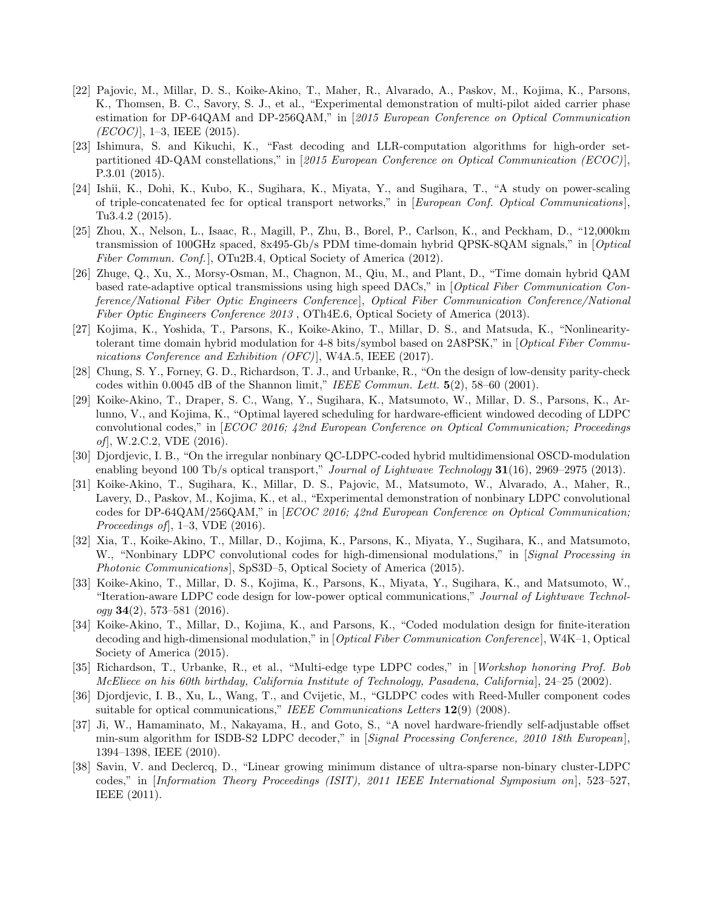[22] Pajovic, M., Millar, D. S., Koike-Akino, T., Maher, R., Alvarado, A., Paskov, M., Kojima, K., Parsons, K., Thomsen, B. C., Savory, S. J., et al., "Experimental demonstration of multi-pilot aided carrier phase estimation for DP-64QAM and DP-256QAM," in [*2015 European Conference on Optical Communication (ECOC)*], 1–3, IEEE (2015).

[23] Ishimura, S. and Kikuchi, K., "Fast decoding and LLR-computation algorithms for high-order set-partitioned 4D-QAM constellations," in [*2015 European Conference on Optical Communication (ECOC)*], P.3.01 (2015).

[24] Ishii, K., Dohi, K., Kubo, K., Sugihara, K., Miyata, Y., and Sugihara, T., "A study on power-scaling of triple-concatenated fec for optical transport networks," in [*European Conf. Optical Communications*], Tu3.4.2 (2015).

[25] Zhou, X., Nelson, L., Isaac, R., Magill, P., Zhu, B., Borel, P., Carlson, K., and Peckham, D., "12,000km transmission of 100GHz spaced, 8x495-Gb/s PDM time-domain hybrid QPSK-8QAM signals," in [*Optical Fiber Commun. Conf.*], OTu2B.4, Optical Society of America (2012).

[26] Zhuge, Q., Xu, X., Morsy-Osman, M., Chagnon, M., Qiu, M., and Plant, D., "Time domain hybrid QAM based rate-adaptive optical transmissions using high speed DACs," in [*Optical Fiber Communication Conference/National Fiber Optic Engineers Conference*], *Optical Fiber Communication Conference/National Fiber Optic Engineers Conference 2013* , OTh4E.6, Optical Society of America (2013).

[27] Kojima, K., Yoshida, T., Parsons, K., Koike-Akino, T., Millar, D. S., and Matsuda, K., "Nonlinearity-tolerant time domain hybrid modulation for 4-8 bits/symbol based on 2A8PSK," in [*Optical Fiber Communications Conference and Exhibition (OFC)*], W4A.5, IEEE (2017).

[28] Chung, S. Y., Forney, G. D., Richardson, T. J., and Urbanke, R., "On the design of low-density parity-check codes within 0.0045 dB of the Shannon limit," *IEEE Commun. Lett.* **5**(2), 58–60 (2001).

[29] Koike-Akino, T., Draper, S. C., Wang, Y., Sugihara, K., Matsumoto, W., Millar, D. S., Parsons, K., Arlunno, V., and Kojima, K., "Optimal layered scheduling for hardware-efficient windowed decoding of LDPC convolutional codes," in [*ECOC 2016; 42nd European Conference on Optical Communication; Proceedings of*], W.2.C.2, VDE (2016).

[30] Djordjevic, I. B., "On the irregular nonbinary QC-LDPC-coded hybrid multidimensional OSCD-modulation enabling beyond 100 Tb/s optical transport," *Journal of Lightwave Technology* **31**(16), 2969–2975 (2013).

[31] Koike-Akino, T., Sugihara, K., Millar, D. S., Pajovic, M., Matsumoto, W., Alvarado, A., Maher, R., Lavery, D., Paskov, M., Kojima, K., et al., "Experimental demonstration of nonbinary LDPC convolutional codes for DP-64QAM/256QAM," in [*ECOC 2016; 42nd European Conference on Optical Communication; Proceedings of*], 1–3, VDE (2016).

[32] Xia, T., Koike-Akino, T., Millar, D., Kojima, K., Parsons, K., Miyata, Y., Sugihara, K., and Matsumoto, W., "Nonbinary LDPC convolutional codes for high-dimensional modulations," in [*Signal Processing in Photonic Communications*], SpS3D–5, Optical Society of America (2015).

[33] Koike-Akino, T., Millar, D. S., Kojima, K., Parsons, K., Miyata, Y., Sugihara, K., and Matsumoto, W., "Iteration-aware LDPC code design for low-power optical communications," *Journal of Lightwave Technology* **34**(2), 573–581 (2016).

[34] Koike-Akino, T., Millar, D., Kojima, K., and Parsons, K., "Coded modulation design for finite-iteration decoding and high-dimensional modulation," in [*Optical Fiber Communication Conference*], W4K–1, Optical Society of America (2015).

[35] Richardson, T., Urbanke, R., et al., "Multi-edge type LDPC codes," in [*Workshop honoring Prof. Bob McEliece on his 60th birthday, California Institute of Technology, Pasadena, California*], 24–25 (2002).

[36] Djordjevic, I. B., Xu, L., Wang, T., and Cvijetic, M., "GLDPC codes with Reed-Muller component codes suitable for optical communications," *IEEE Communications Letters* **12**(9) (2008).

[37] Ji, W., Hamaminato, M., Nakayama, H., and Goto, S., "A novel hardware-friendly self-adjustable offset min-sum algorithm for ISDB-S2 LDPC decoder," in [*Signal Processing Conference, 2010 18th European*], 1394–1398, IEEE (2010).

[38] Savin, V. and Declercq, D., "Linear growing minimum distance of ultra-sparse non-binary cluster-LDPC codes," in [*Information Theory Proceedings (ISIT), 2011 IEEE International Symposium on*], 523–527, IEEE (2011).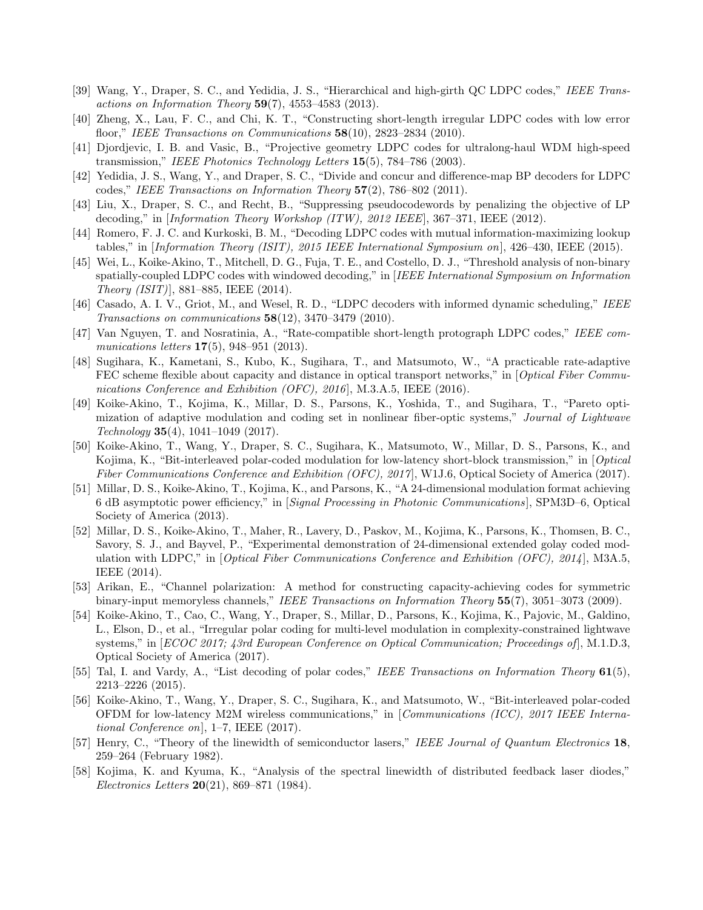[39] Wang, Y., Draper, S. C., and Yedidia, J. S., "Hierarchical and high-girth QC LDPC codes," *IEEE Transactions on Information Theory* **59**(7), 4553–4583 (2013).

[40] Zheng, X., Lau, F. C., and Chi, K. T., "Constructing short-length irregular LDPC codes with low error floor," *IEEE Transactions on Communications* **58**(10), 2823–2834 (2010).

[41] Djordjevic, I. B. and Vasic, B., "Projective geometry LDPC codes for ultralong-haul WDM high-speed transmission," *IEEE Photonics Technology Letters* **15**(5), 784–786 (2003).

[42] Yedidia, J. S., Wang, Y., and Draper, S. C., "Divide and concur and difference-map BP decoders for LDPC codes," *IEEE Transactions on Information Theory* **57**(2), 786–802 (2011).

[43] Liu, X., Draper, S. C., and Recht, B., "Suppressing pseudocodewords by penalizing the objective of LP decoding," in [*Information Theory Workshop (ITW), 2012 IEEE*], 367–371, IEEE (2012).

[44] Romero, F. J. C. and Kurkoski, B. M., "Decoding LDPC codes with mutual information-maximizing lookup tables," in [*Information Theory (ISIT), 2015 IEEE International Symposium on*], 426–430, IEEE (2015).

[45] Wei, L., Koike-Akino, T., Mitchell, D. G., Fuja, T. E., and Costello, D. J., "Threshold analysis of non-binary spatially-coupled LDPC codes with windowed decoding," in [*IEEE International Symposium on Information Theory (ISIT)*], 881–885, IEEE (2014).

[46] Casado, A. I. V., Griot, M., and Wesel, R. D., "LDPC decoders with informed dynamic scheduling," *IEEE Transactions on communications* **58**(12), 3470–3479 (2010).

[47] Van Nguyen, T. and Nosratinia, A., "Rate-compatible short-length protograph LDPC codes," *IEEE communications letters* **17**(5), 948–951 (2013).

[48] Sugihara, K., Kametani, S., Kubo, K., Sugihara, T., and Matsumoto, W., "A practicable rate-adaptive FEC scheme flexible about capacity and distance in optical transport networks," in [*Optical Fiber Communications Conference and Exhibition (OFC), 2016*], M.3.A.5, IEEE (2016).

[49] Koike-Akino, T., Kojima, K., Millar, D. S., Parsons, K., Yoshida, T., and Sugihara, T., "Pareto optimization of adaptive modulation and coding set in nonlinear fiber-optic systems," *Journal of Lightwave Technology* **35**(4), 1041–1049 (2017).

[50] Koike-Akino, T., Wang, Y., Draper, S. C., Sugihara, K., Matsumoto, W., Millar, D. S., Parsons, K., and Kojima, K., "Bit-interleaved polar-coded modulation for low-latency short-block transmission," in [*Optical Fiber Communications Conference and Exhibition (OFC), 2017*], W1J.6, Optical Society of America (2017).

[51] Millar, D. S., Koike-Akino, T., Kojima, K., and Parsons, K., "A 24-dimensional modulation format achieving 6 dB asymptotic power efficiency," in [*Signal Processing in Photonic Communications*], SPM3D–6, Optical Society of America (2013).

[52] Millar, D. S., Koike-Akino, T., Maher, R., Lavery, D., Paskov, M., Kojima, K., Parsons, K., Thomsen, B. C., Savory, S. J., and Bayvel, P., "Experimental demonstration of 24-dimensional extended golay coded modulation with LDPC," in [*Optical Fiber Communications Conference and Exhibition (OFC), 2014*], M3A.5, IEEE (2014).

[53] Arikan, E., "Channel polarization: A method for constructing capacity-achieving codes for symmetric binary-input memoryless channels," *IEEE Transactions on Information Theory* **55**(7), 3051–3073 (2009).

[54] Koike-Akino, T., Cao, C., Wang, Y., Draper, S., Millar, D., Parsons, K., Kojima, K., Pajovic, M., Galdino, L., Elson, D., et al., "Irregular polar coding for multi-level modulation in complexity-constrained lightwave systems," in [*ECOC 2017; 43rd European Conference on Optical Communication; Proceedings of*], M.1.D.3, Optical Society of America (2017).

[55] Tal, I. and Vardy, A., "List decoding of polar codes," *IEEE Transactions on Information Theory* **61**(5), 2213–2226 (2015).

[56] Koike-Akino, T., Wang, Y., Draper, S. C., Sugihara, K., and Matsumoto, W., "Bit-interleaved polar-coded OFDM for low-latency M2M wireless communications," in [*Communications (ICC), 2017 IEEE International Conference on*], 1–7, IEEE (2017).

[57] Henry, C., "Theory of the linewidth of semiconductor lasers," *IEEE Journal of Quantum Electronics* **18**, 259–264 (February 1982).

[58] Kojima, K. and Kyuma, K., "Analysis of the spectral linewidth of distributed feedback laser diodes," *Electronics Letters* **20**(21), 869–871 (1984).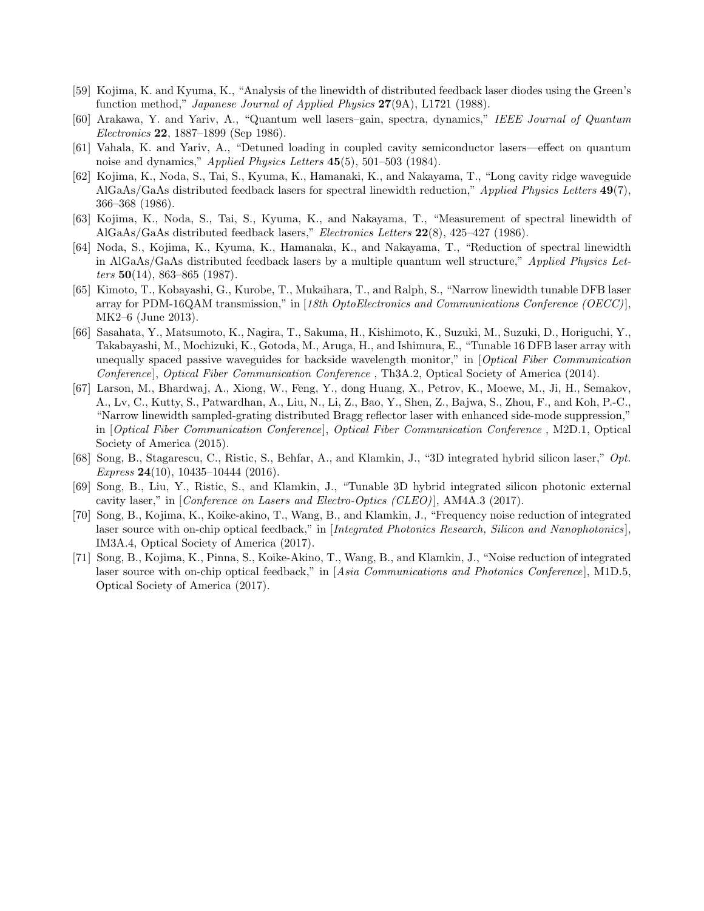[59] Kojima, K. and Kyuma, K., "Analysis of the linewidth of distributed feedback laser diodes using the Green's function method," *Japanese Journal of Applied Physics* **27**(9A), L1721 (1988).

[60] Arakawa, Y. and Yariv, A., "Quantum well lasers–gain, spectra, dynamics," *IEEE Journal of Quantum Electronics* **22**, 1887–1899 (Sep 1986).

[61] Vahala, K. and Yariv, A., "Detuned loading in coupled cavity semiconductor lasers—effect on quantum noise and dynamics," *Applied Physics Letters* **45**(5), 501–503 (1984).

[62] Kojima, K., Noda, S., Tai, S., Kyuma, K., Hamanaki, K., and Nakayama, T., "Long cavity ridge waveguide AlGaAs/GaAs distributed feedback lasers for spectral linewidth reduction," *Applied Physics Letters* **49**(7), 366–368 (1986).

[63] Kojima, K., Noda, S., Tai, S., Kyuma, K., and Nakayama, T., "Measurement of spectral linewidth of AlGaAs/GaAs distributed feedback lasers," *Electronics Letters* **22**(8), 425–427 (1986).

[64] Noda, S., Kojima, K., Kyuma, K., Hamanaka, K., and Nakayama, T., "Reduction of spectral linewidth in AlGaAs/GaAs distributed feedback lasers by a multiple quantum well structure," *Applied Physics Letters* **50**(14), 863–865 (1987).

[65] Kimoto, T., Kobayashi, G., Kurobe, T., Mukaihara, T., and Ralph, S., "Narrow linewidth tunable DFB laser array for PDM-16QAM transmission," in [*18th OptoElectronics and Communications Conference (OECC)*], MK2–6 (June 2013).

[66] Sasahata, Y., Matsumoto, K., Nagira, T., Sakuma, H., Kishimoto, K., Suzuki, M., Suzuki, D., Horiguchi, Y., Takabayashi, M., Mochizuki, K., Gotoda, M., Aruga, H., and Ishimura, E., "Tunable 16 DFB laser array with unequally spaced passive waveguides for backside wavelength monitor," in [*Optical Fiber Communication Conference*], *Optical Fiber Communication Conference* , Th3A.2, Optical Society of America (2014).

[67] Larson, M., Bhardwaj, A., Xiong, W., Feng, Y., dong Huang, X., Petrov, K., Moewe, M., Ji, H., Semakov, A., Lv, C., Kutty, S., Patwardhan, A., Liu, N., Li, Z., Bao, Y., Shen, Z., Bajwa, S., Zhou, F., and Koh, P.-C., "Narrow linewidth sampled-grating distributed Bragg reflector laser with enhanced side-mode suppression," in [*Optical Fiber Communication Conference*], *Optical Fiber Communication Conference* , M2D.1, Optical Society of America (2015).

[68] Song, B., Stagarescu, C., Ristic, S., Behfar, A., and Klamkin, J., "3D integrated hybrid silicon laser," *Opt. Express* **24**(10), 10435–10444 (2016).

[69] Song, B., Liu, Y., Ristic, S., and Klamkin, J., "Tunable 3D hybrid integrated silicon photonic external cavity laser," in [*Conference on Lasers and Electro-Optics (CLEO)*], AM4A.3 (2017).

[70] Song, B., Kojima, K., Koike-akino, T., Wang, B., and Klamkin, J., "Frequency noise reduction of integrated laser source with on-chip optical feedback," in [*Integrated Photonics Research, Silicon and Nanophotonics*], IM3A.4, Optical Society of America (2017).

[71] Song, B., Kojima, K., Pinna, S., Koike-Akino, T., Wang, B., and Klamkin, J., "Noise reduction of integrated laser source with on-chip optical feedback," in [*Asia Communications and Photonics Conference*], M1D.5, Optical Society of America (2017).